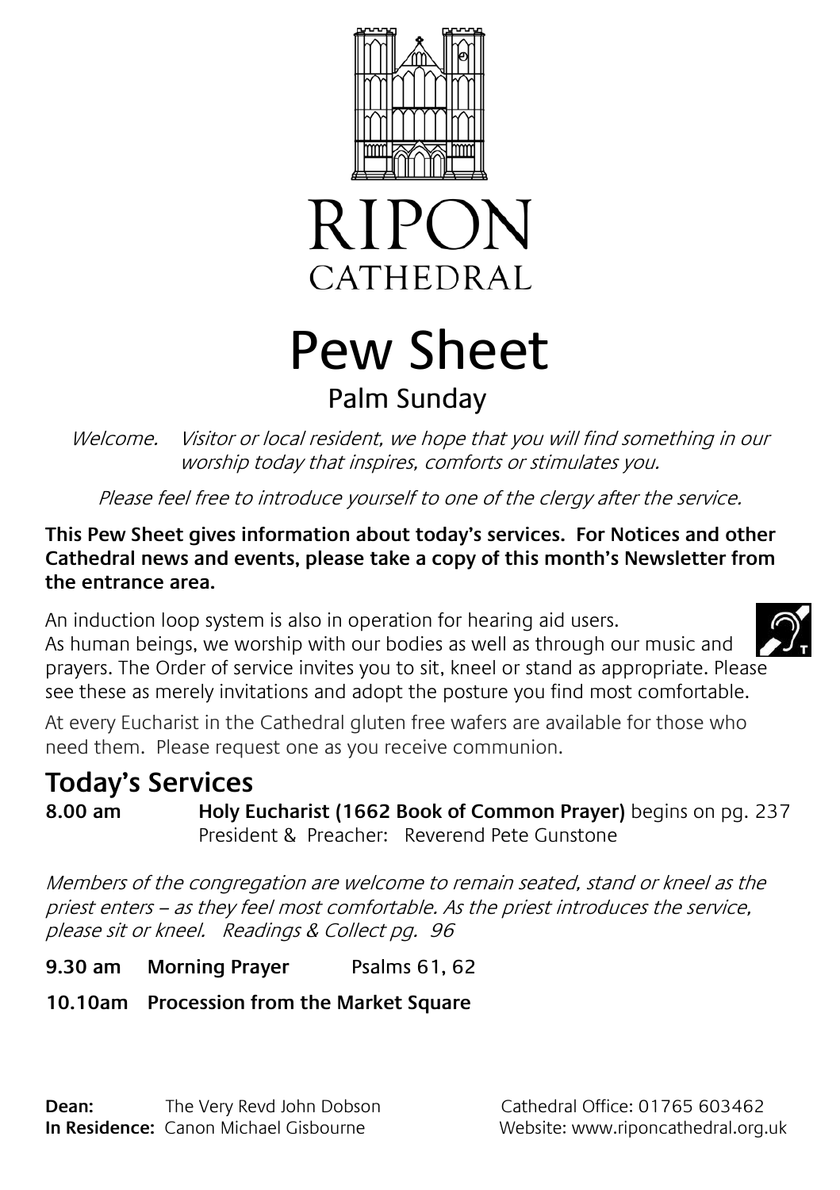# RIPON CATHEDRAL

# Pew Sheet

## Palm Sunday

*Welcome. Visitor or local resident, we hope that you will find something in our worship today that inspires, comforts or stimulates you.*

*Please feel free to introduce yourself to one of the clergy after the service.*

**This Pew Sheet gives information about today's services. For Notices and other Cathedral news and events, please take a copy of this month's Newsletter from the entrance area.**

An induction loop system is also in operation for hearing aid users.
As human beings, we worship with our bodies as well as through our music and prayers. The Order of service invites you to sit, kneel or stand as appropriate. Please see these as merely invitations and adopt the posture you find most comfortable.

At every Eucharist in the Cathedral gluten free wafers are available for those who need them. Please request one as you receive communion.

## Today's Services

**8.00 am** **Holy Eucharist (1662 Book of Common Prayer)** begins on pg. 237
President & Preacher: Reverend Pete Gunstone

*Members of the congregation are welcome to remain seated, stand or kneel as the priest enters – as they feel most comfortable. As the priest introduces the service, please sit or kneel. Readings & Collect pg. 96*

**9.30 am** **Morning Prayer** Psalms 61, 62

**10.10am** **Procession from the Market Square**

**Dean:** The Very Revd John Dobson
**In Residence:** Canon Michael Gisbourne

Cathedral Office: 01765 603462
Website: www.riponcathedral.org.uk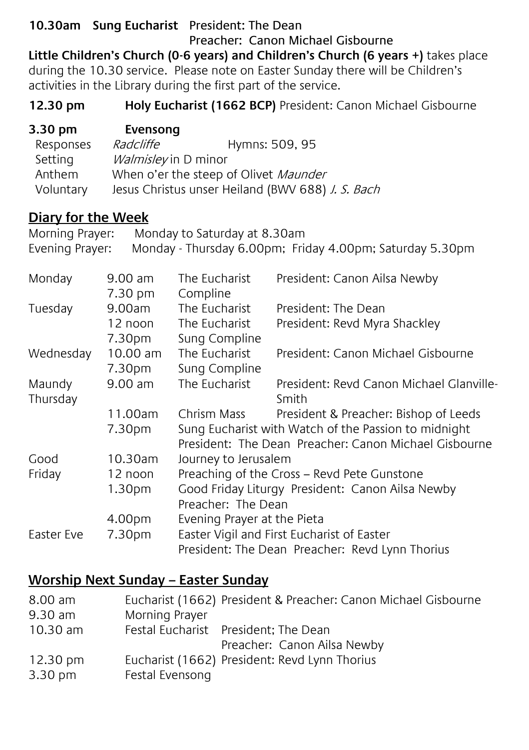**10.30am Sung Eucharist** President: The Dean
Preacher: Canon Michael Gisbourne

**Little Children's Church (0-6 years) and Children's Church (6 years +)** takes place during the 10.30 service. Please note on Easter Sunday there will be Children's activities in the Library during the first part of the service.

**12.30 pm Holy Eucharist (1662 BCP)** President: Canon Michael Gisbourne

**3.30 pm Evensong**

| | | |
|---|---|---|
| Responses | *Radcliffe* | Hymns: 509, 95 |
| Setting | *Walmisley* in D minor | |
| Anthem | When o'er the steep of Olivet *Maunder* | |
| Voluntary | Jesus Christus unser Heiland (BWV 688) *J. S. Bach* | |

## Diary for the Week

Morning Prayer: Monday to Saturday at 8.30am
Evening Prayer: Monday - Thursday 6.00pm; Friday 4.00pm; Saturday 5.30pm

| | | | |
|---|---|---|---|
| Monday | 9.00 am | The Eucharist | President: Canon Ailsa Newby |
| | 7.30 pm | Compline | |
| Tuesday | 9.00am | The Eucharist | President: The Dean |
| | 12 noon | The Eucharist | President: Revd Myra Shackley |
| | 7.30pm | Sung Compline | |
| Wednesday | 10.00 am | The Eucharist | President: Canon Michael Gisbourne |
| | 7.30pm | Sung Compline | |
| Maundy Thursday | 9.00 am | The Eucharist | President: Revd Canon Michael Glanville-Smith |
| | 11.00am | Chrism Mass | President & Preacher: Bishop of Leeds |
| | 7.30pm | Sung Eucharist with Watch of the Passion to midnight President: The Dean Preacher: Canon Michael Gisbourne | |
| Good Friday | 10.30am | Journey to Jerusalem | |
| | 12 noon | Preaching of the Cross – Revd Pete Gunstone | |
| | 1.30pm | Good Friday Liturgy President: Canon Ailsa Newby Preacher: The Dean | |
| | 4.00pm | Evening Prayer at the Pieta | |
| Easter Eve | 7.30pm | Easter Vigil and First Eucharist of Easter President: The Dean Preacher: Revd Lynn Thorius | |

## Worship Next Sunday – Easter Sunday

| | | |
|---|---|---|
| 8.00 am | Eucharist (1662) | President & Preacher: Canon Michael Gisbourne |
| 9.30 am | Morning Prayer | |
| 10.30 am | Festal Eucharist | President; The Dean<br>Preacher: Canon Ailsa Newby |
| 12.30 pm | Eucharist (1662) | President: Revd Lynn Thorius |
| 3.30 pm | Festal Evensong | |